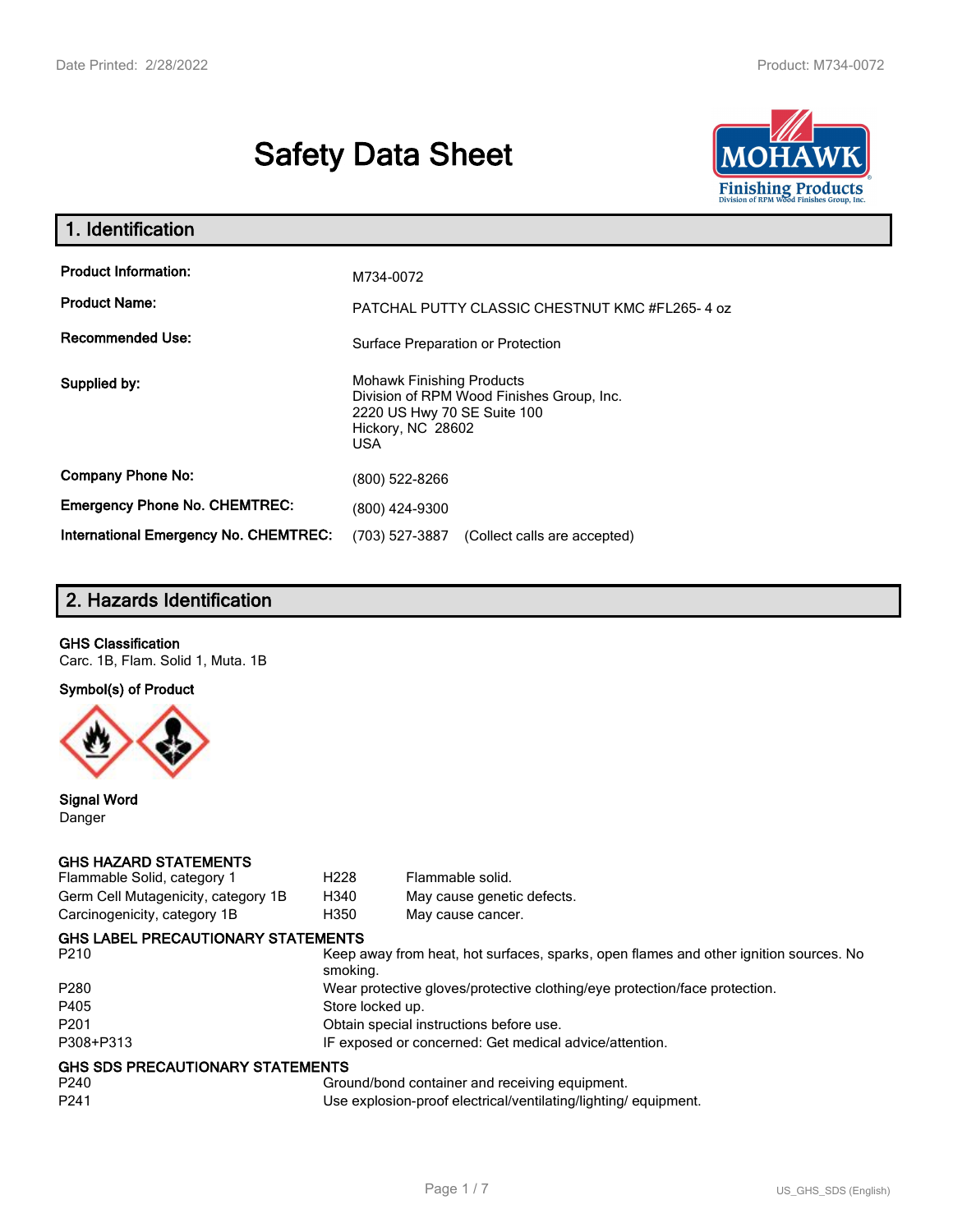# Safety Data Sheet

## 1. Identification

| | |
|---|---|
| **Product Information:** | M734-0072 |
| **Product Name:** | PATCHAL PUTTY CLASSIC CHESTNUT KMC #FL265- 4 oz |
| **Recommended Use:** | Surface Preparation or Protection |
| **Supplied by:** | Mohawk Finishing Products<br>Division of RPM Wood Finishes Group, Inc.<br>2220 US Hwy 70 SE Suite 100<br>Hickory, NC 28602<br>USA |
| **Company Phone No:** | (800) 522-8266 |
| **Emergency Phone No. CHEMTREC:** | (800) 424-9300 |
| **International Emergency No. CHEMTREC:** | (703) 527-3887 (Collect calls are accepted) |

## 2. Hazards Identification

**GHS Classification**

Carc. 1B, Flam. Solid 1, Muta. 1B

**Symbol(s) of Product**

**Signal Word**

Danger

**GHS HAZARD STATEMENTS**

| | | |
|---|---|---|
| Flammable Solid, category 1 | H228 | Flammable solid. |
| Germ Cell Mutagenicity, category 1B | H340 | May cause genetic defects. |
| Carcinogenicity, category 1B | H350 | May cause cancer. |

**GHS LABEL PRECAUTIONARY STATEMENTS**

| | |
|---|---|
| P210 | Keep away from heat, hot surfaces, sparks, open flames and other ignition sources. No smoking. |
| P280 | Wear protective gloves/protective clothing/eye protection/face protection. |
| P405 | Store locked up. |
| P201 | Obtain special instructions before use. |
| P308+P313 | IF exposed or concerned: Get medical advice/attention. |

**GHS SDS PRECAUTIONARY STATEMENTS**

| | |
|---|---|
| P240 | Ground/bond container and receiving equipment. |
| P241 | Use explosion-proof electrical/ventilating/lighting/ equipment. |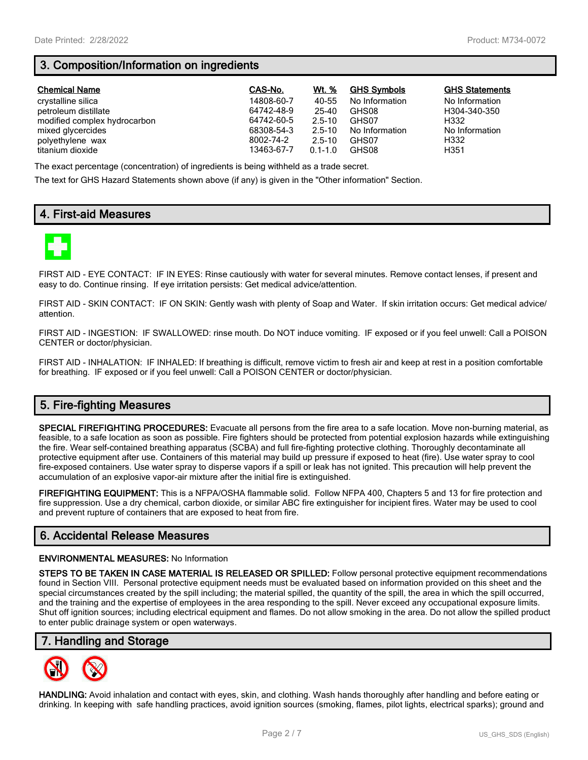## 3. Composition/Information on ingredients

| Chemical Name | CAS-No. | Wt. % | GHS Symbols | GHS Statements |
|---|---|---|---|---|
| crystalline silica | 14808-60-7 | 40-55 | No Information | No Information |
| petroleum distillate | 64742-48-9 | 25-40 | GHS08 | H304-340-350 |
| modified complex hydrocarbon | 64742-60-5 | 2.5-10 | GHS07 | H332 |
| mixed glycercides | 68308-54-3 | 2.5-10 | No Information | No Information |
| polyethylene wax | 8002-74-2 | 2.5-10 | GHS07 | H332 |
| titanium dioxide | 13463-67-7 | 0.1-1.0 | GHS08 | H351 |

The exact percentage (concentration) of ingredients is being withheld as a trade secret.

The text for GHS Hazard Statements shown above (if any) is given in the "Other information" Section.

## 4. First-aid Measures

FIRST AID - EYE CONTACT: IF IN EYES: Rinse cautiously with water for several minutes. Remove contact lenses, if present and easy to do. Continue rinsing. If eye irritation persists: Get medical advice/attention.

FIRST AID - SKIN CONTACT: IF ON SKIN: Gently wash with plenty of Soap and Water. If skin irritation occurs: Get medical advice/ attention.

FIRST AID - INGESTION: IF SWALLOWED: rinse mouth. Do NOT induce vomiting. IF exposed or if you feel unwell: Call a POISON CENTER or doctor/physician.

FIRST AID - INHALATION: IF INHALED: If breathing is difficult, remove victim to fresh air and keep at rest in a position comfortable for breathing. IF exposed or if you feel unwell: Call a POISON CENTER or doctor/physician.

## 5. Fire-fighting Measures

**SPECIAL FIREFIGHTING PROCEDURES:** Evacuate all persons from the fire area to a safe location. Move non-burning material, as feasible, to a safe location as soon as possible. Fire fighters should be protected from potential explosion hazards while extinguishing the fire. Wear self-contained breathing apparatus (SCBA) and full fire-fighting protective clothing. Thoroughly decontaminate all protective equipment after use. Containers of this material may build up pressure if exposed to heat (fire). Use water spray to cool fire-exposed containers. Use water spray to disperse vapors if a spill or leak has not ignited. This precaution will help prevent the accumulation of an explosive vapor-air mixture after the initial fire is extinguished.

**FIREFIGHTING EQUIPMENT:** This is a NFPA/OSHA flammable solid. Follow NFPA 400, Chapters 5 and 13 for fire protection and fire suppression. Use a dry chemical, carbon dioxide, or similar ABC fire extinguisher for incipient fires. Water may be used to cool and prevent rupture of containers that are exposed to heat from fire.

## 6. Accidental Release Measures

**ENVIRONMENTAL MEASURES:** No Information

**STEPS TO BE TAKEN IN CASE MATERIAL IS RELEASED OR SPILLED:** Follow personal protective equipment recommendations found in Section VIII. Personal protective equipment needs must be evaluated based on information provided on this sheet and the special circumstances created by the spill including; the material spilled, the quantity of the spill, the area in which the spill occurred, and the training and the expertise of employees in the area responding to the spill. Never exceed any occupational exposure limits. Shut off ignition sources; including electrical equipment and flames. Do not allow smoking in the area. Do not allow the spilled product to enter public drainage system or open waterways.

## 7. Handling and Storage

**HANDLING:** Avoid inhalation and contact with eyes, skin, and clothing. Wash hands thoroughly after handling and before eating or drinking. In keeping with safe handling practices, avoid ignition sources (smoking, flames, pilot lights, electrical sparks); ground and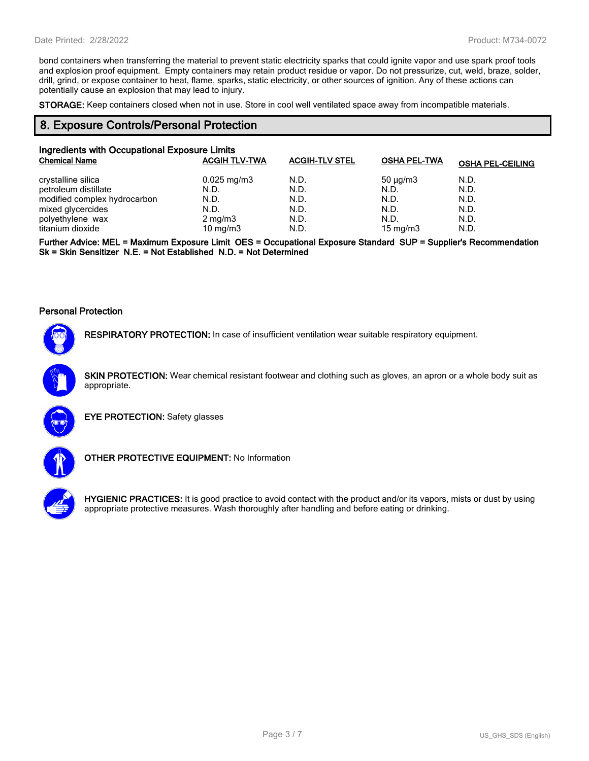bond containers when transferring the material to prevent static electricity sparks that could ignite vapor and use spark proof tools and explosion proof equipment.  Empty containers may retain product residue or vapor. Do not pressurize, cut, weld, braze, solder, drill, grind, or expose container to heat, flame, sparks, static electricity, or other sources of ignition. Any of these actions can potentially cause an explosion that may lead to injury.

**STORAGE:** Keep containers closed when not in use. Store in cool well ventilated space away from incompatible materials.

## 8. Exposure Controls/Personal Protection

### Ingredients with Occupational Exposure Limits

| Chemical Name | ACGIH TLV-TWA | ACGIH-TLV STEL | OSHA PEL-TWA | OSHA PEL-CEILING |
|---|---|---|---|---|
| crystalline silica | 0.025 mg/m3 | N.D. | 50 µg/m3 | N.D. |
| petroleum distillate | N.D. | N.D. | N.D. | N.D. |
| modified complex hydrocarbon | N.D. | N.D. | N.D. | N.D. |
| mixed glycercides | N.D. | N.D. | N.D. | N.D. |
| polyethylene wax | 2 mg/m3 | N.D. | N.D. | N.D. |
| titanium dioxide | 10 mg/m3 | N.D. | 15 mg/m3 | N.D. |

**Further Advice: MEL = Maximum Exposure Limit  OES = Occupational Exposure Standard  SUP = Supplier's Recommendation Sk = Skin Sensitizer  N.E. = Not Established  N.D. = Not Determined**

### Personal Protection

**RESPIRATORY PROTECTION:** In case of insufficient ventilation wear suitable respiratory equipment.

**SKIN PROTECTION:** Wear chemical resistant footwear and clothing such as gloves, an apron or a whole body suit as appropriate.

**EYE PROTECTION:** Safety glasses

**OTHER PROTECTIVE EQUIPMENT:** No Information

**HYGIENIC PRACTICES:** It is good practice to avoid contact with the product and/or its vapors, mists or dust by using appropriate protective measures. Wash thoroughly after handling and before eating or drinking.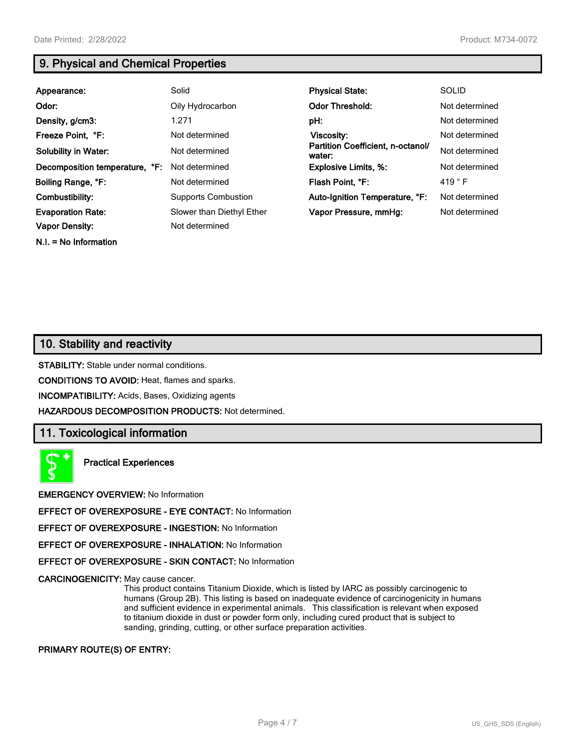## 9. Physical and Chemical Properties

| | | | |
|---|---|---|---|
| **Appearance:** | Solid | **Physical State:** | SOLID |
| **Odor:** | Oily Hydrocarbon | **Odor Threshold:** | Not determined |
| **Density, g/cm3:** | 1.271 | **pH:** | Not determined |
| **Freeze Point, °F:** | Not determined | **Viscosity:** | Not determined |
| **Solubility in Water:** | Not determined | **Partition Coefficient, n-octanol/ water:** | Not determined |
| **Decomposition temperature, °F:** | Not determined | **Explosive Limits, %:** | Not determined |
| **Boiling Range, °F:** | Not determined | **Flash Point, °F:** | 419 ° F |
| **Combustibility:** | Supports Combustion | **Auto-Ignition Temperature, °F:** | Not determined |
| **Evaporation Rate:** | Slower than Diethyl Ether | **Vapor Pressure, mmHg:** | Not determined |
| **Vapor Density:** | Not determined | | |

**N.I. = No Information**

## 10. Stability and reactivity

**STABILITY:** Stable under normal conditions.

**CONDITIONS TO AVOID:** Heat, flames and sparks.

**INCOMPATIBILITY:** Acids, Bases, Oxidizing agents

**HAZARDOUS DECOMPOSITION PRODUCTS:** Not determined.

## 11. Toxicological information

**Practical Experiences**

**EMERGENCY OVERVIEW:** No Information

**EFFECT OF OVEREXPOSURE - EYE CONTACT:** No Information

**EFFECT OF OVEREXPOSURE - INGESTION:** No Information

**EFFECT OF OVEREXPOSURE - INHALATION:** No Information

**EFFECT OF OVEREXPOSURE - SKIN CONTACT:** No Information

**CARCINOGENICITY:** May cause cancer.
This product contains Titanium Dioxide, which is listed by IARC as possibly carcinogenic to humans (Group 2B). This listing is based on inadequate evidence of carcinogenicity in humans and sufficient evidence in experimental animals. This classification is relevant when exposed to titanium dioxide in dust or powder form only, including cured product that is subject to sanding, grinding, cutting, or other surface preparation activities.

**PRIMARY ROUTE(S) OF ENTRY:**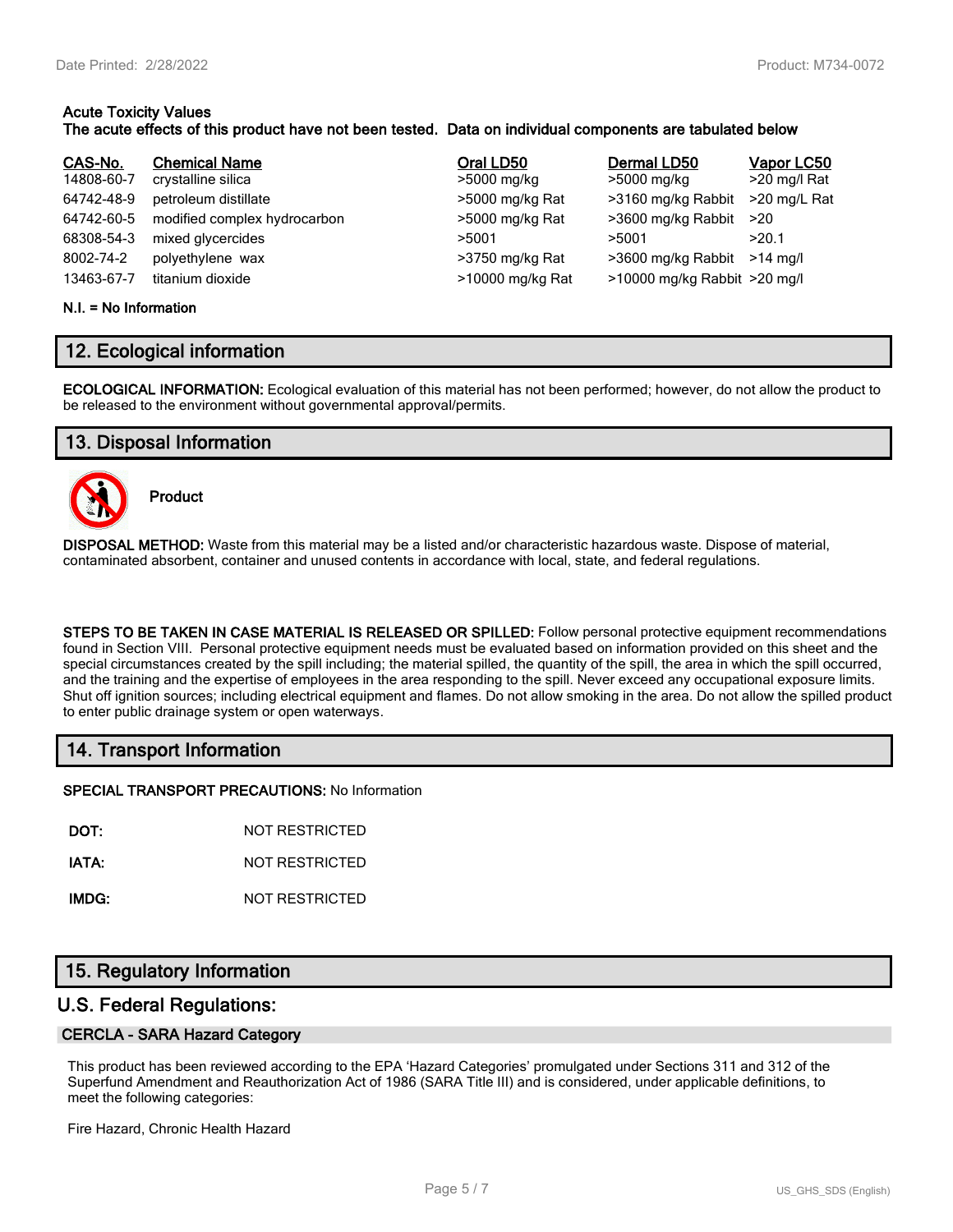**Acute Toxicity Values**
**The acute effects of this product have not been tested. Data on individual components are tabulated below**

| CAS-No. | Chemical Name | Oral LD50 | Dermal LD50 | Vapor LC50 |
|---|---|---|---|---|
| 14808-60-7 | crystalline silica | >5000 mg/kg | >5000 mg/kg | >20 mg/l Rat |
| 64742-48-9 | petroleum distillate | >5000 mg/kg Rat | >3160 mg/kg Rabbit | >20 mg/L Rat |
| 64742-60-5 | modified complex hydrocarbon | >5000 mg/kg Rat | >3600 mg/kg Rabbit | >20 |
| 68308-54-3 | mixed glycercides | >5001 | >5001 | >20.1 |
| 8002-74-2 | polyethylene wax | >3750 mg/kg Rat | >3600 mg/kg Rabbit | >14 mg/l |
| 13463-67-7 | titanium dioxide | >10000 mg/kg Rat | >10000 mg/kg Rabbit | >20 mg/l |

**N.I. = No Information**

## 12. Ecological information

**ECOLOGICAL INFORMATION:** Ecological evaluation of this material has not been performed; however, do not allow the product to be released to the environment without governmental approval/permits.

## 13. Disposal Information

**Product**

**DISPOSAL METHOD:** Waste from this material may be a listed and/or characteristic hazardous waste. Dispose of material, contaminated absorbent, container and unused contents in accordance with local, state, and federal regulations.

**STEPS TO BE TAKEN IN CASE MATERIAL IS RELEASED OR SPILLED:** Follow personal protective equipment recommendations found in Section VIII. Personal protective equipment needs must be evaluated based on information provided on this sheet and the special circumstances created by the spill including; the material spilled, the quantity of the spill, the area in which the spill occurred, and the training and the expertise of employees in the area responding to the spill. Never exceed any occupational exposure limits. Shut off ignition sources; including electrical equipment and flames. Do not allow smoking in the area. Do not allow the spilled product to enter public drainage system or open waterways.

## 14. Transport Information

**SPECIAL TRANSPORT PRECAUTIONS:** No Information

**DOT:** NOT RESTRICTED

**IATA:** NOT RESTRICTED

**IMDG:** NOT RESTRICTED

## 15. Regulatory Information

## U.S. Federal Regulations:

### CERCLA - SARA Hazard Category

This product has been reviewed according to the EPA 'Hazard Categories' promulgated under Sections 311 and 312 of the Superfund Amendment and Reauthorization Act of 1986 (SARA Title III) and is considered, under applicable definitions, to meet the following categories:

Fire Hazard, Chronic Health Hazard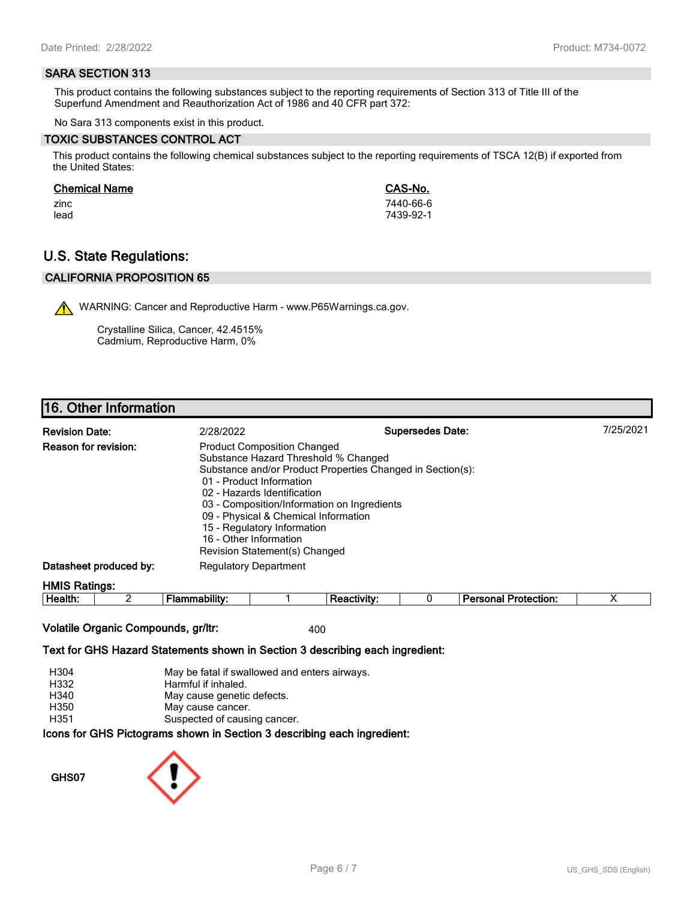## SARA SECTION 313

This product contains the following substances subject to the reporting requirements of Section 313 of Title III of the Superfund Amendment and Reauthorization Act of 1986 and 40 CFR part 372:

No Sara 313 components exist in this product.

## TOXIC SUBSTANCES CONTROL ACT

This product contains the following chemical substances subject to the reporting requirements of TSCA 12(B) if exported from the United States:

| Chemical Name | CAS-No. |
|---|---|
| zinc | 7440-66-6 |
| lead | 7439-92-1 |

# U.S. State Regulations:

## CALIFORNIA PROPOSITION 65

WARNING: Cancer and Reproductive Harm - www.P65Warnings.ca.gov.

Crystalline Silica, Cancer, 42.4515%
Cadmium, Reproductive Harm, 0%

# 16. Other Information

**Revision Date:** 2/28/2022 **Supersedes Date:** 7/25/2021

**Reason for revision:**
Product Composition Changed
Substance Hazard Threshold % Changed
Substance and/or Product Properties Changed in Section(s):
- 01 - Product Information
- 02 - Hazards Identification
- 03 - Composition/Information on Ingredients
- 09 - Physical & Chemical Information
- 15 - Regulatory Information
- 16 - Other Information

Revision Statement(s) Changed

**Datasheet produced by:** Regulatory Department

**HMIS Ratings:**

| Health: | 2 | Flammability: | 1 | Reactivity: | 0 | Personal Protection: | X |
|---|---|---|---|---|---|---|---|

**Volatile Organic Compounds, gr/ltr:** 400

**Text for GHS Hazard Statements shown in Section 3 describing each ingredient:**

| | |
|---|---|
| H304 | May be fatal if swallowed and enters airways. |
| H332 | Harmful if inhaled. |
| H340 | May cause genetic defects. |
| H350 | May cause cancer. |
| H351 | Suspected of causing cancer. |

**Icons for GHS Pictograms shown in Section 3 describing each ingredient:**

GHS07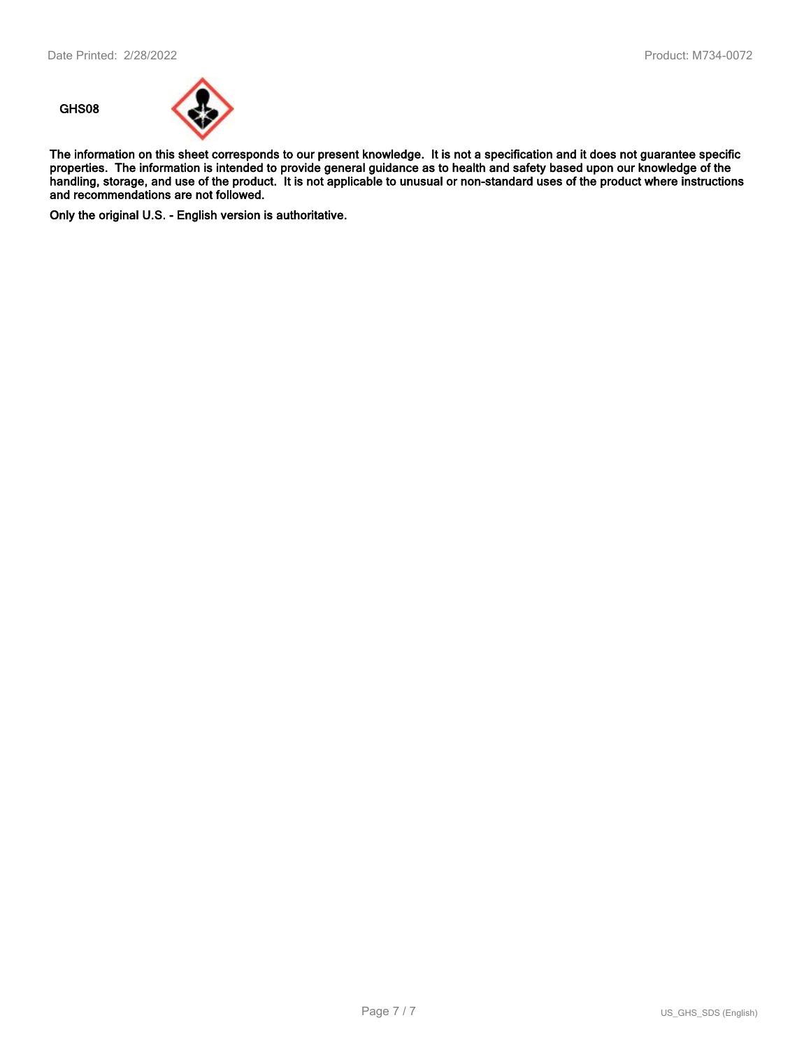GHS08

**The information on this sheet corresponds to our present knowledge. It is not a specification and it does not guarantee specific properties. The information is intended to provide general guidance as to health and safety based upon our knowledge of the handling, storage, and use of the product. It is not applicable to unusual or non-standard uses of the product where instructions and recommendations are not followed.**

**Only the original U.S. - English version is authoritative.**